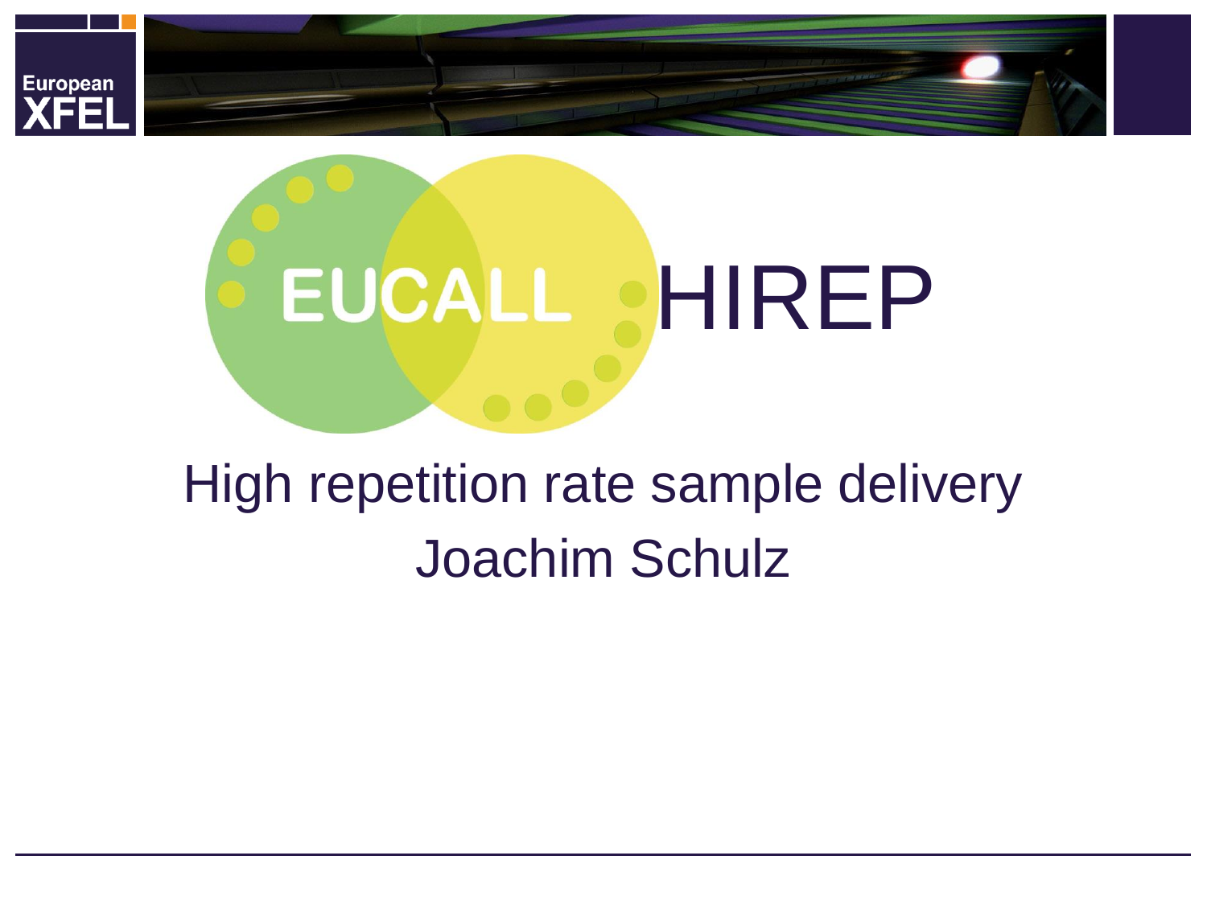# EUCALL HIREP

## High repetition rate sample delivery

Joachim Schulz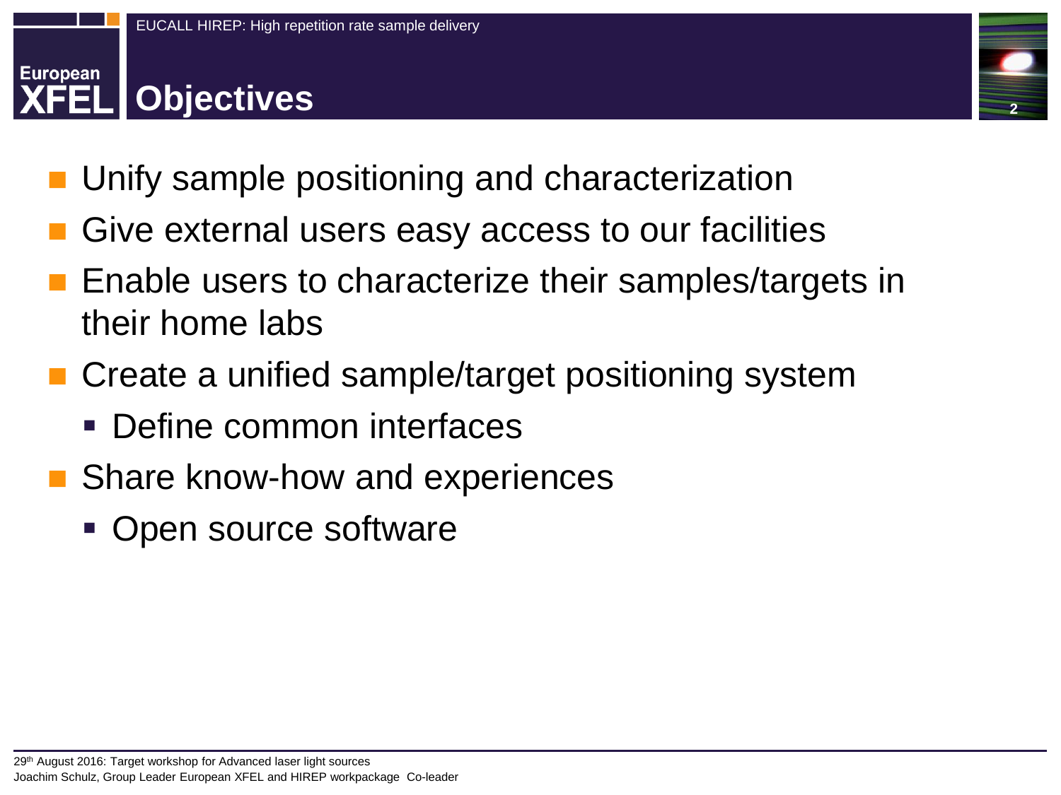# Objectives

- Unify sample positioning and characterization
- Give external users easy access to our facilities
- Enable users to characterize their samples/targets in their home labs
- Create a unified sample/target positioning system
  - Define common interfaces
- Share know-how and experiences
  - Open source software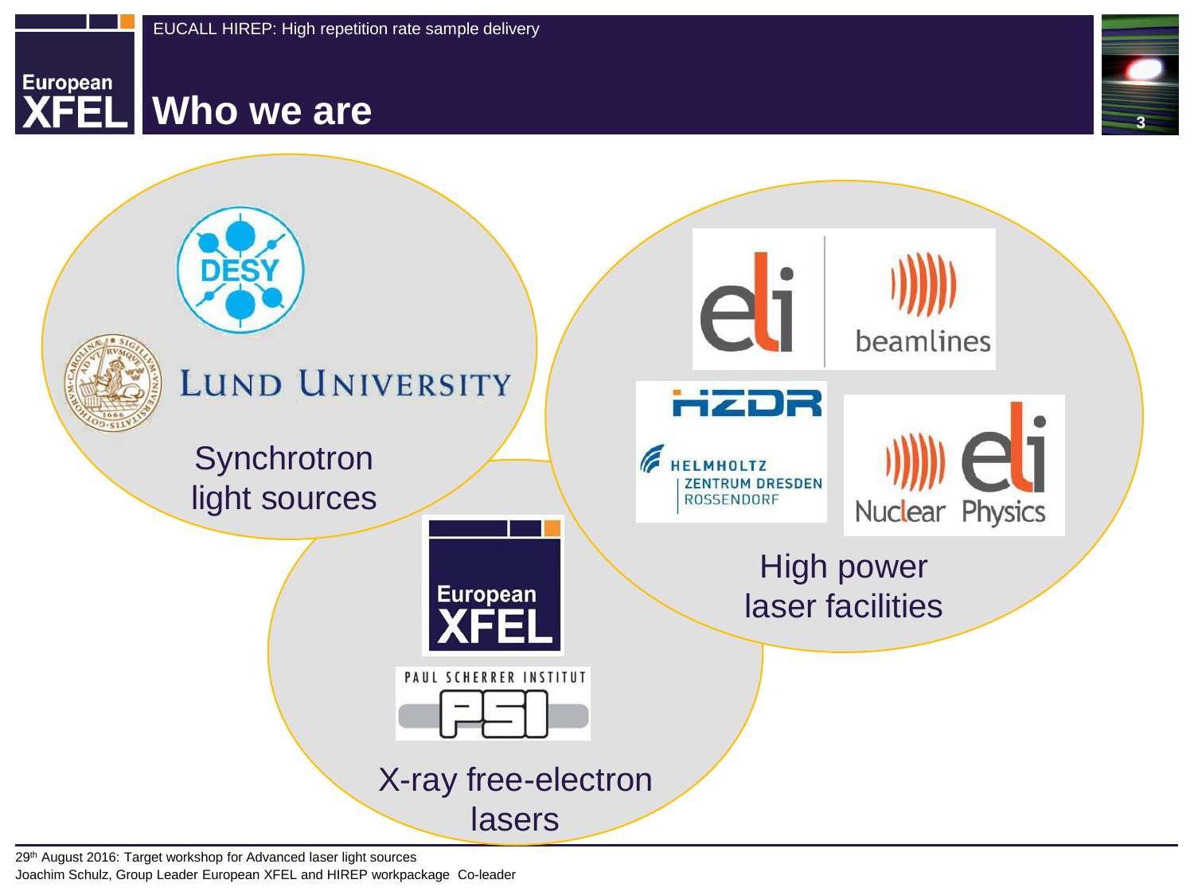# Who we are

**Synchrotron light sources**
- DESY
- Lund University

**X-ray free-electron lasers**
- European XFEL
- Paul Scherrer Institut (PSI)

**High power laser facilities**
- ELI Beamlines
- HZDR – Helmholtz Zentrum Dresden Rossendorf
- ELI Nuclear Physics

29th August 2016: Target workshop for Advanced laser light sources
Joachim Schulz, Group Leader European XFEL and HIREP workpackage Co-leader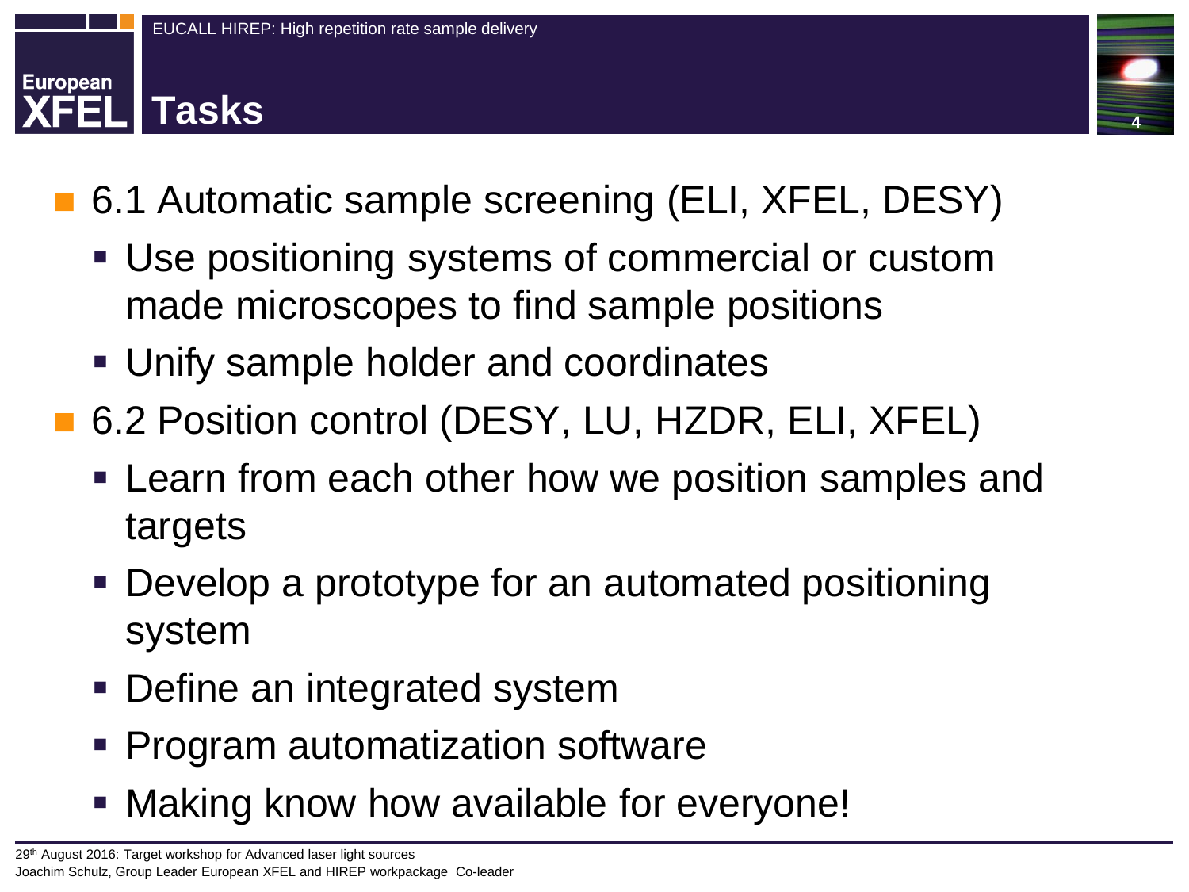# Tasks

- 6.1 Automatic sample screening (ELI, XFEL, DESY)
  - Use positioning systems of commercial or custom made microscopes to find sample positions
  - Unify sample holder and coordinates
- 6.2 Position control (DESY, LU, HZDR, ELI, XFEL)
  - Learn from each other how we position samples and targets
  - Develop a prototype for an automated positioning system
  - Define an integrated system
  - Program automatization software
  - Making know how available for everyone!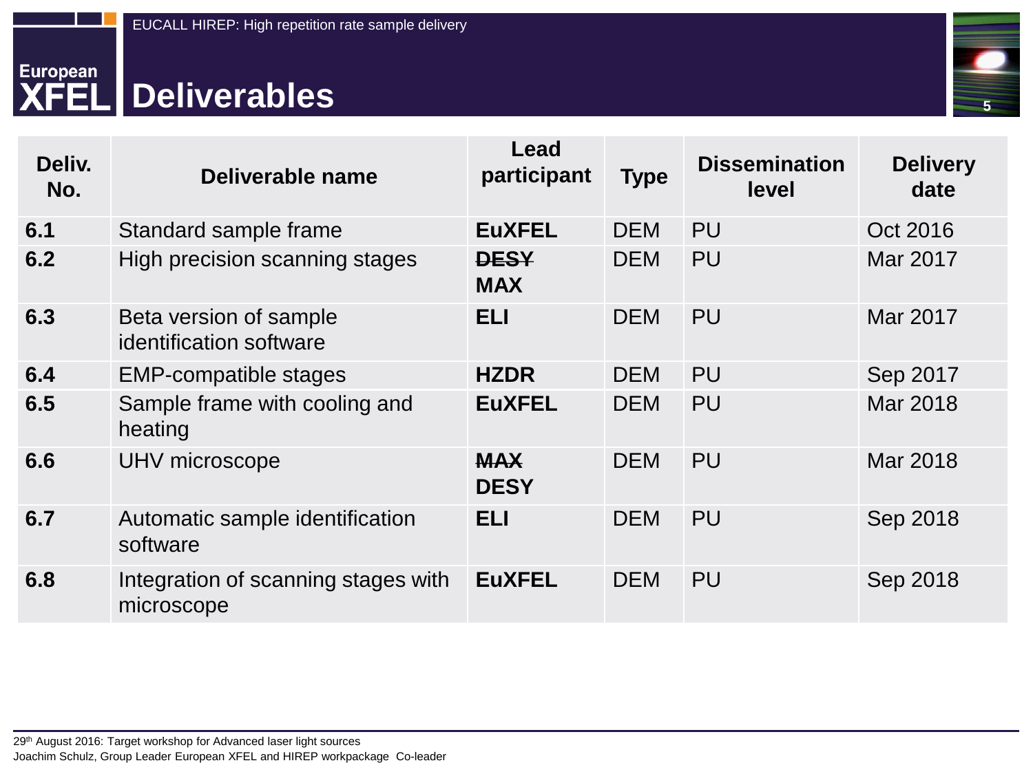# Deliverables

| Deliv. No. | Deliverable name | Lead participant | Type | Dissemination level | Delivery date |
|---|---|---|---|---|---|
| **6.1** | Standard sample frame | **EuXFEL** | DEM | PU | Oct 2016 |
| **6.2** | High precision scanning stages | ~~**DESY**~~ **MAX** | DEM | PU | Mar 2017 |
| **6.3** | Beta version of sample identification software | **ELI** | DEM | PU | Mar 2017 |
| **6.4** | EMP-compatible stages | **HZDR** | DEM | PU | Sep 2017 |
| **6.5** | Sample frame with cooling and heating | **EuXFEL** | DEM | PU | Mar 2018 |
| **6.6** | UHV microscope | ~~**MAX**~~ **DESY** | DEM | PU | Mar 2018 |
| **6.7** | Automatic sample identification software | **ELI** | DEM | PU | Sep 2018 |
| **6.8** | Integration of scanning stages with microscope | **EuXFEL** | DEM | PU | Sep 2018 |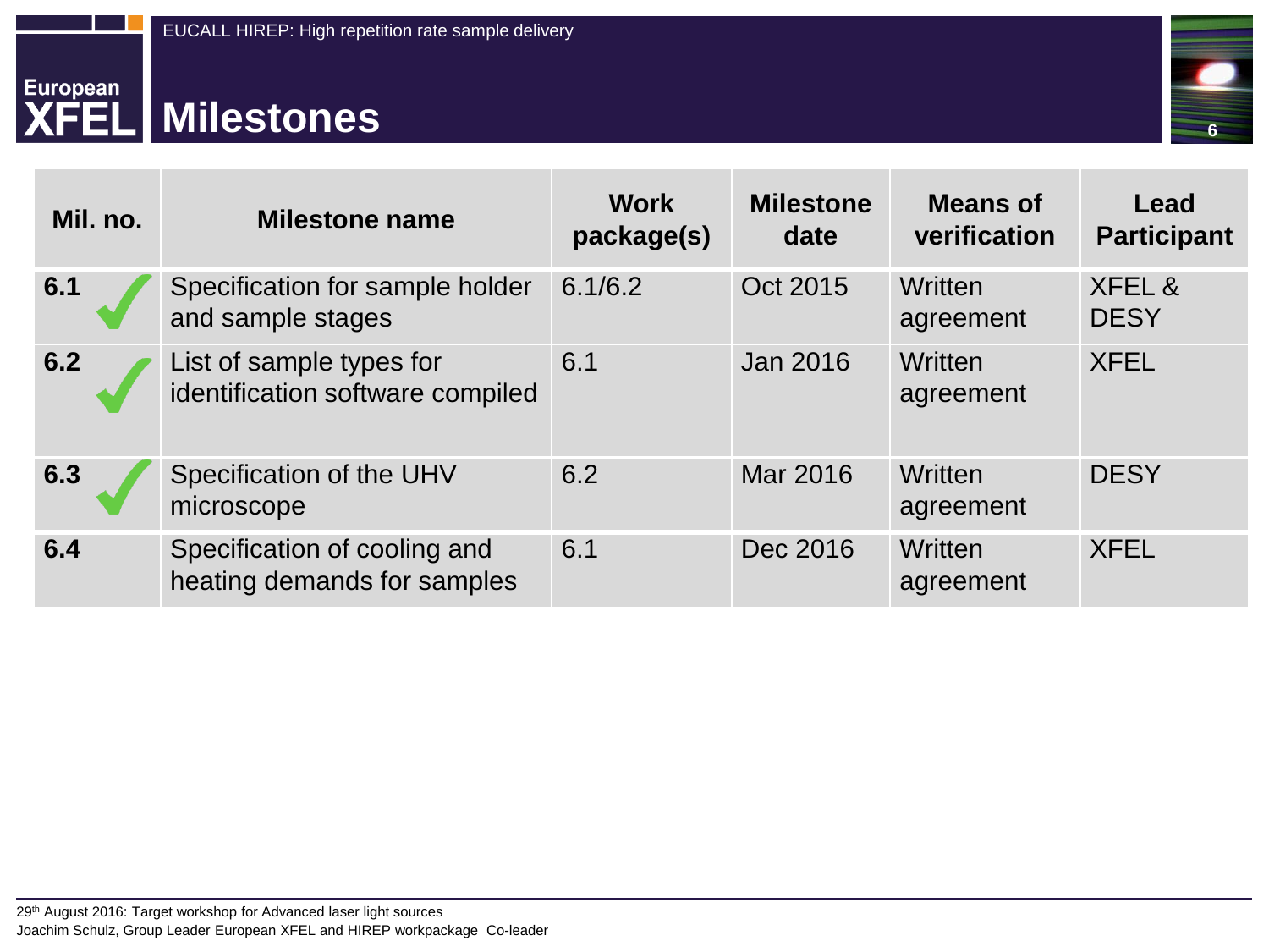# Milestones

| Mil. no. | Milestone name | Work package(s) | Milestone date | Means of verification | Lead Participant |
|---|---|---|---|---|---|
| 6.1 ✓ | Specification for sample holder and sample stages | 6.1/6.2 | Oct 2015 | Written agreement | XFEL & DESY |
| 6.2 ✓ | List of sample types for identification software compiled | 6.1 | Jan 2016 | Written agreement | XFEL |
| 6.3 ✓ | Specification of the UHV microscope | 6.2 | Mar 2016 | Written agreement | DESY |
| 6.4 | Specification of cooling and heating demands for samples | 6.1 | Dec 2016 | Written agreement | XFEL |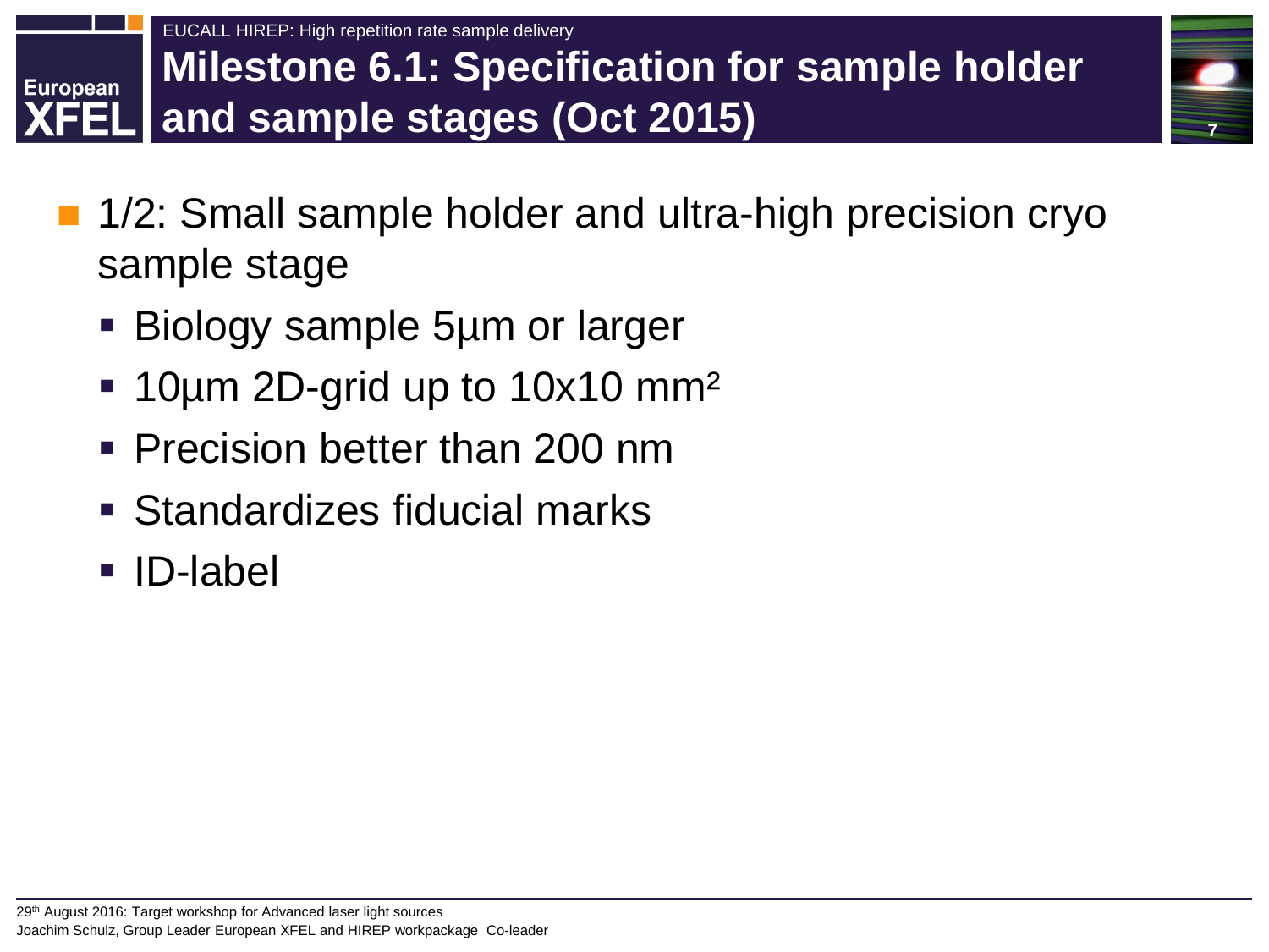EUCALL HIREP: High repetition rate sample delivery

# Milestone 6.1: Specification for sample holder and sample stages (Oct 2015)

- 1/2: Small sample holder and ultra-high precision cryo sample stage
  - Biology sample 5µm or larger
  - 10µm 2D-grid up to 10x10 mm²
  - Precision better than 200 nm
  - Standardizes fiducial marks
  - ID-label

29th August 2016: Target workshop for Advanced laser light sources
Joachim Schulz, Group Leader European XFEL and HIREP workpackage Co-leader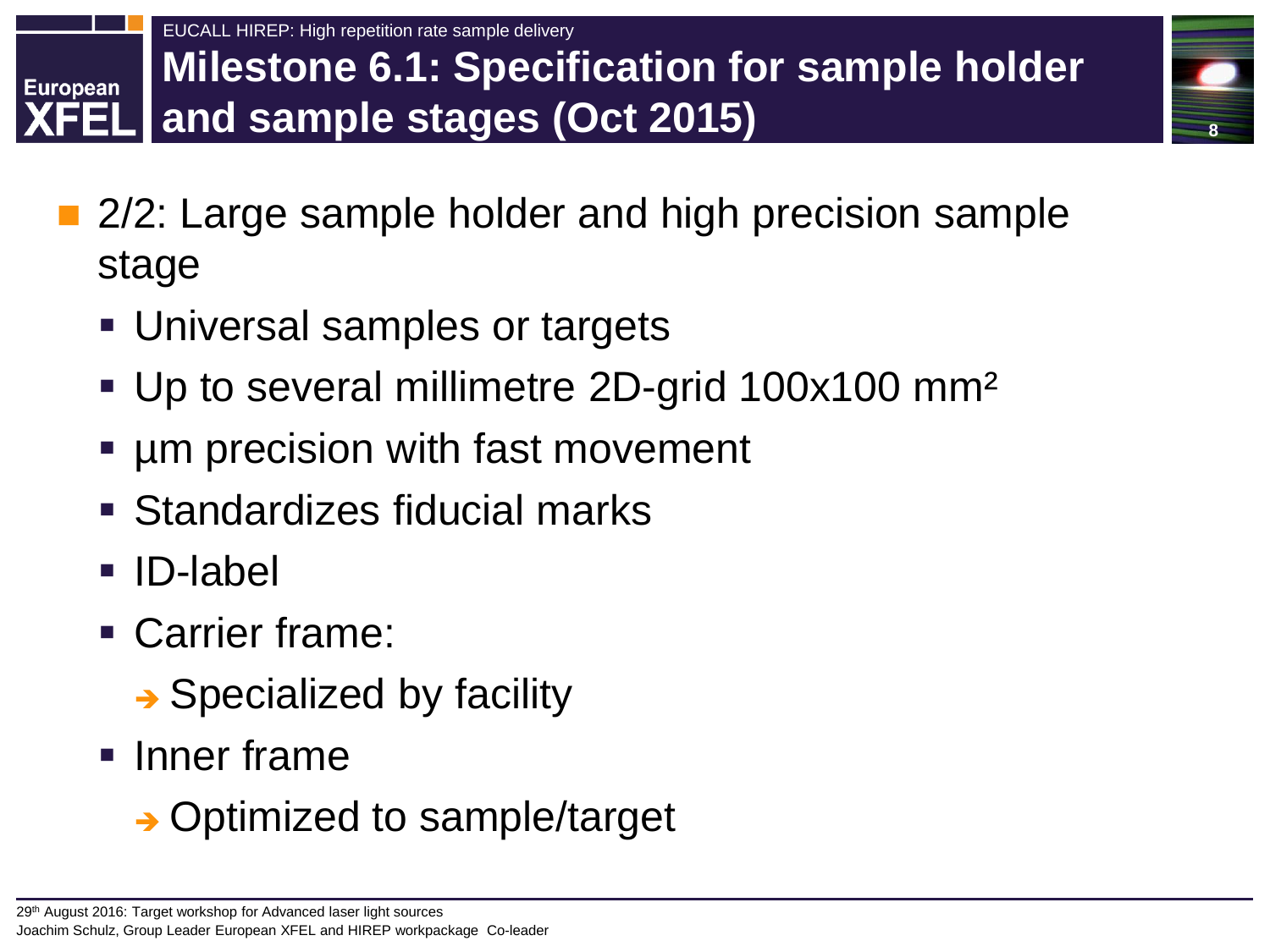# Milestone 6.1: Specification for sample holder and sample stages (Oct 2015)

- 2/2: Large sample holder and high precision sample stage
  - Universal samples or targets
  - Up to several millimetre 2D-grid 100x100 mm²
  - µm precision with fast movement
  - Standardizes fiducial marks
  - ID-label
  - Carrier frame:
    - → Specialized by facility
  - Inner frame
    - → Optimized to sample/target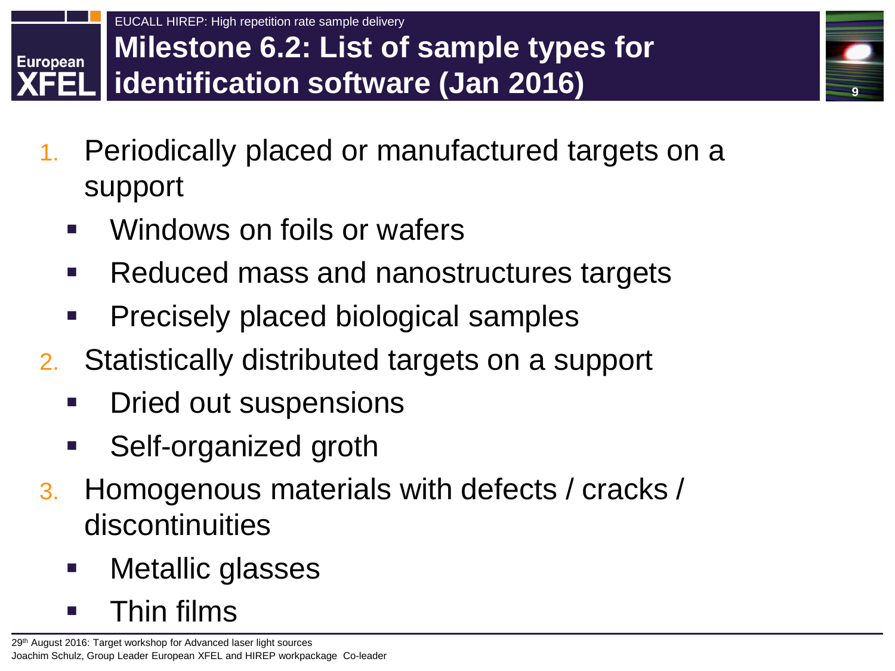EUCALL HIREP: High repetition rate sample delivery

# Milestone 6.2: List of sample types for identification software (Jan 2016)

1. Periodically placed or manufactured targets on a support
   - Windows on foils or wafers
   - Reduced mass and nanostructures targets
   - Precisely placed biological samples
2. Statistically distributed targets on a support
   - Dried out suspensions
   - Self-organized groth
3. Homogenous materials with defects / cracks / discontinuities
   - Metallic glasses
   - Thin films

29th August 2016: Target workshop for Advanced laser light sources
Joachim Schulz, Group Leader European XFEL and HIREP workpackage Co-leader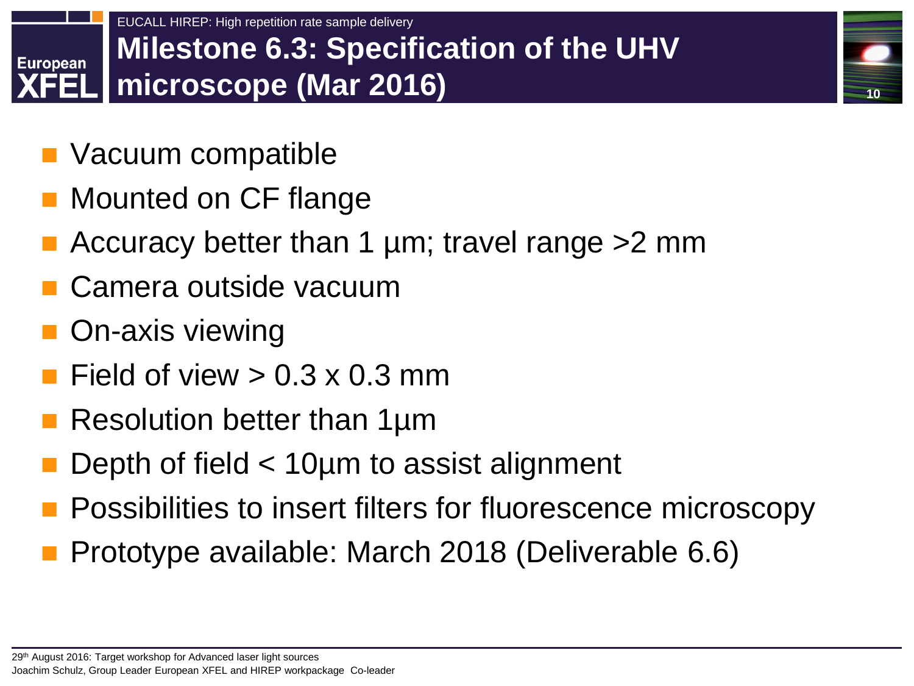EUCALL HIREP: High repetition rate sample delivery

# Milestone 6.3: Specification of the UHV microscope (Mar 2016)

- Vacuum compatible
- Mounted on CF flange
- Accuracy better than 1 µm; travel range >2 mm
- Camera outside vacuum
- On-axis viewing
- Field of view > 0.3 x 0.3 mm
- Resolution better than 1µm
- Depth of field < 10µm to assist alignment
- Possibilities to insert filters for fluorescence microscopy
- Prototype available: March 2018 (Deliverable 6.6)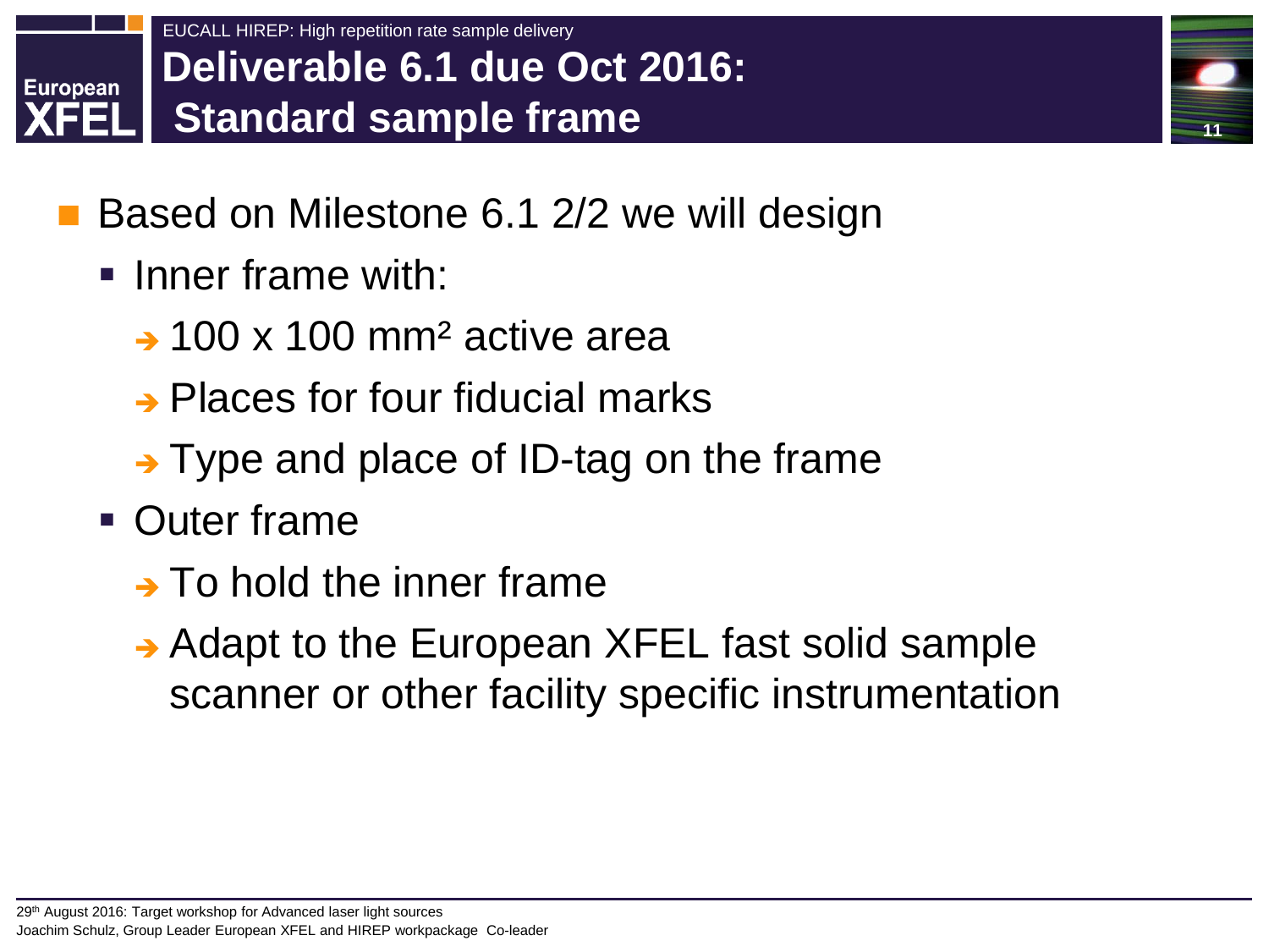EUCALL HIREP: High repetition rate sample delivery

# Deliverable 6.1 due Oct 2016: Standard sample frame

- Based on Milestone 6.1 2/2 we will design
  - Inner frame with:
    - → 100 x 100 $mm^2$ active area
    - → Places for four fiducial marks
    - → Type and place of ID-tag on the frame
  - Outer frame
    - → To hold the inner frame
    - → Adapt to the European XFEL fast solid sample scanner or other facility specific instrumentation

29th August 2016: Target workshop for Advanced laser light sources
Joachim Schulz, Group Leader European XFEL and HIREP workpackage Co-leader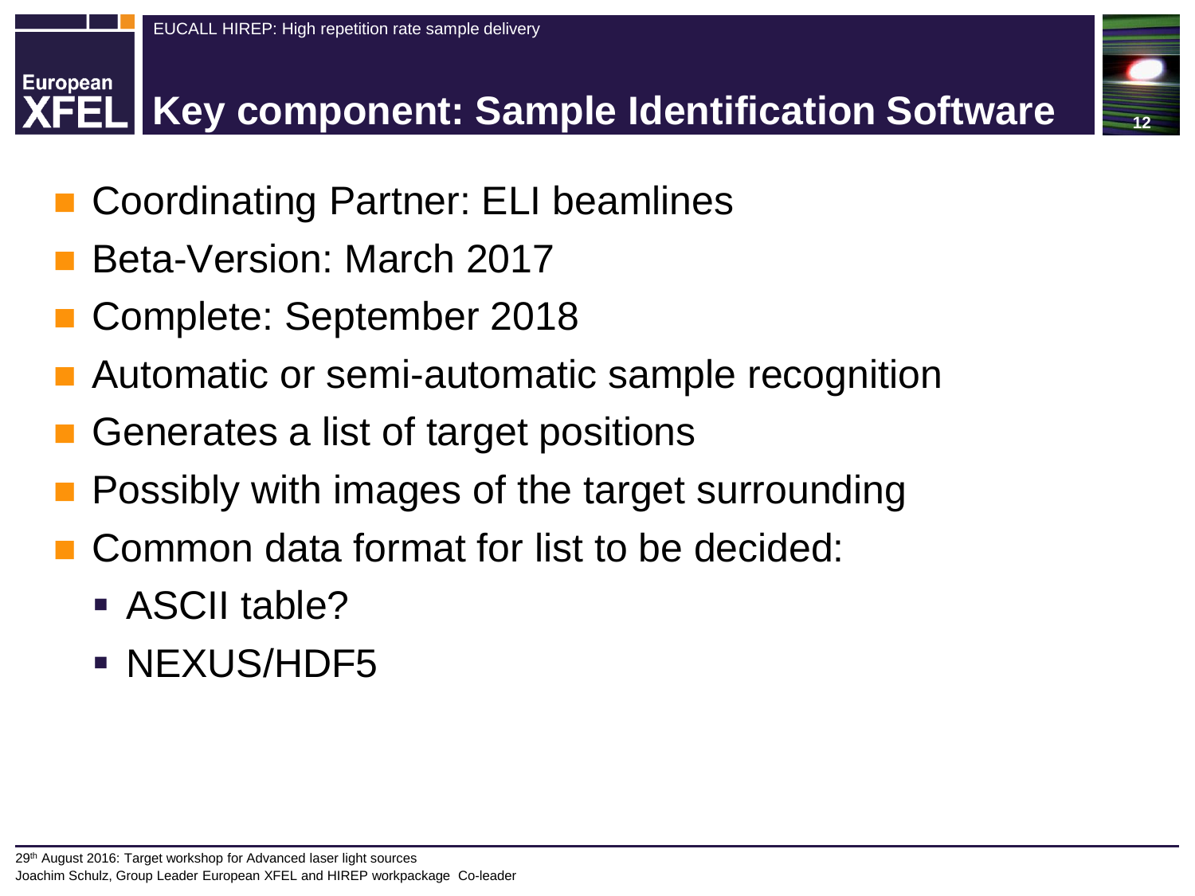# Key component: Sample Identification Software

- Coordinating Partner: ELI beamlines
- Beta-Version: March 2017
- Complete: September 2018
- Automatic or semi-automatic sample recognition
- Generates a list of target positions
- Possibly with images of the target surrounding
- Common data format for list to be decided:
  - ASCII table?
  - NEXUS/HDF5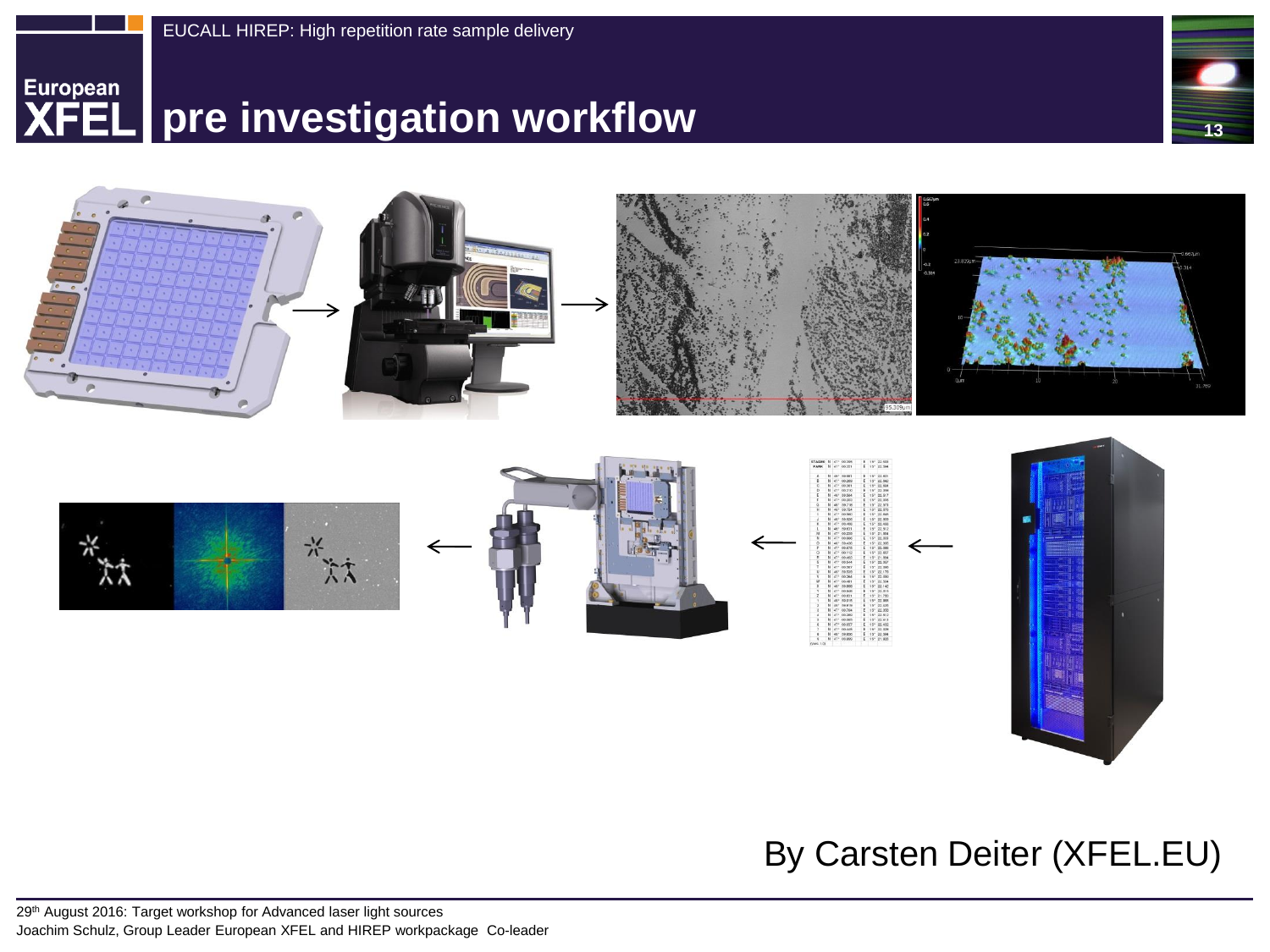# pre investigation workflow

By Carsten Deiter (XFEL.EU)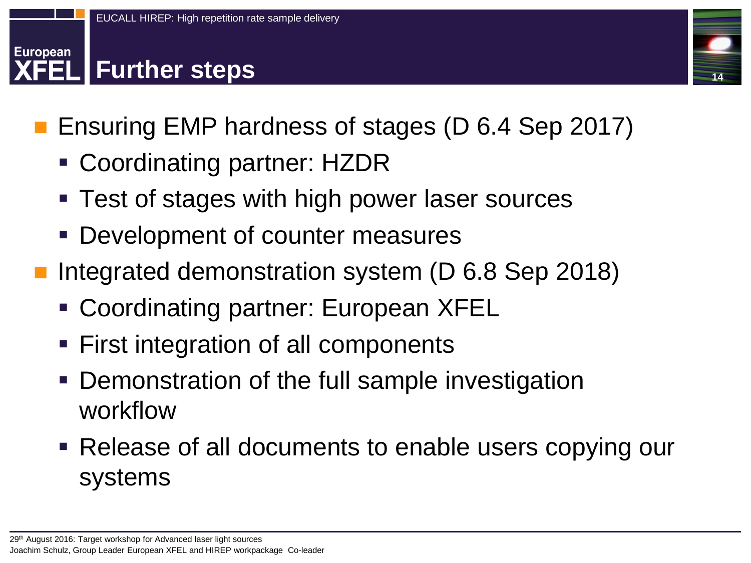# Further steps

- Ensuring EMP hardness of stages (D 6.4 Sep 2017)
  - Coordinating partner: HZDR
  - Test of stages with high power laser sources
  - Development of counter measures
- Integrated demonstration system (D 6.8 Sep 2018)
  - Coordinating partner: European XFEL
  - First integration of all components
  - Demonstration of the full sample investigation workflow
  - Release of all documents to enable users copying our systems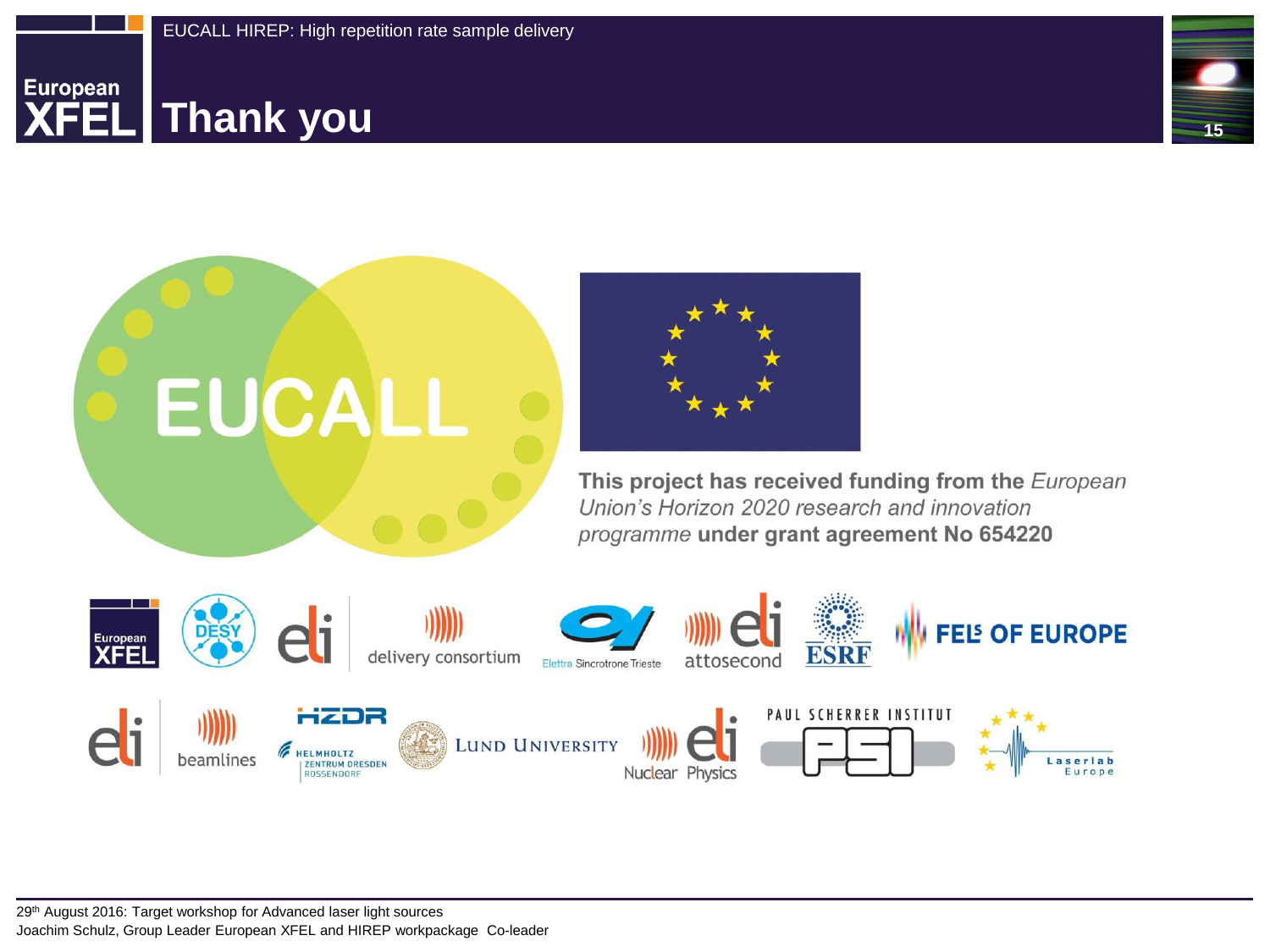# Thank you

This project has received funding from the *European Union's Horizon 2020 research and innovation programme* **under grant agreement No 654220**